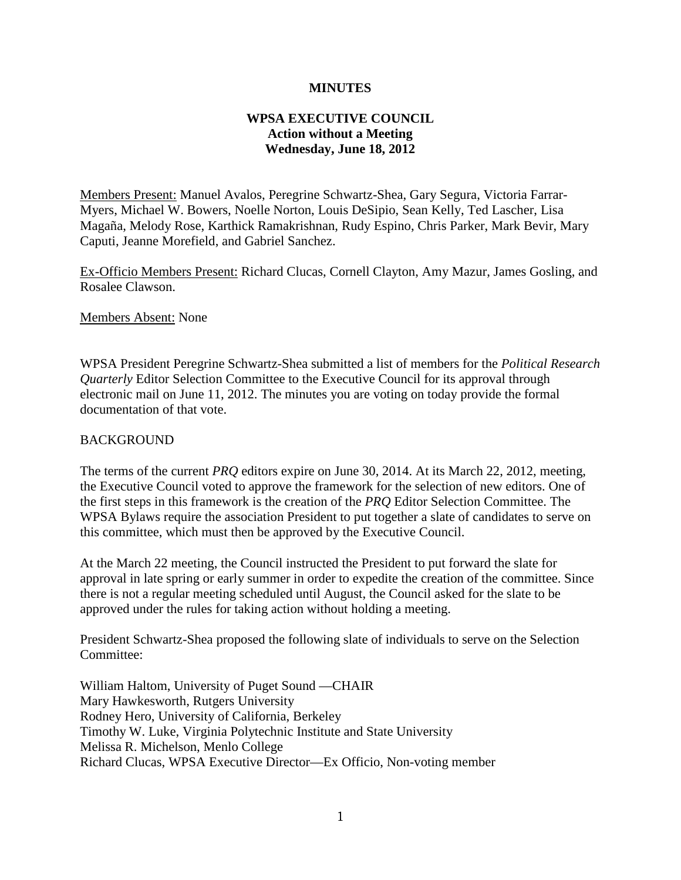**MINUTES**

**WPSA EXECUTIVE COUNCIL**
**Action without a Meeting**
**Wednesday, June 18, 2012**

Members Present: Manuel Avalos, Peregrine Schwartz-Shea, Gary Segura, Victoria Farrar-Myers, Michael W. Bowers, Noelle Norton, Louis DeSipio, Sean Kelly, Ted Lascher, Lisa Magaña, Melody Rose, Karthick Ramakrishnan, Rudy Espino, Chris Parker, Mark Bevir, Mary Caputi, Jeanne Morefield, and Gabriel Sanchez.

Ex-Officio Members Present: Richard Clucas, Cornell Clayton, Amy Mazur, James Gosling, and Rosalee Clawson.

Members Absent: None

WPSA President Peregrine Schwartz-Shea submitted a list of members for the *Political Research Quarterly* Editor Selection Committee to the Executive Council for its approval through electronic mail on June 11, 2012. The minutes you are voting on today provide the formal documentation of that vote.

BACKGROUND

The terms of the current *PRQ* editors expire on June 30, 2014. At its March 22, 2012, meeting, the Executive Council voted to approve the framework for the selection of new editors. One of the first steps in this framework is the creation of the *PRQ* Editor Selection Committee. The WPSA Bylaws require the association President to put together a slate of candidates to serve on this committee, which must then be approved by the Executive Council.

At the March 22 meeting, the Council instructed the President to put forward the slate for approval in late spring or early summer in order to expedite the creation of the committee. Since there is not a regular meeting scheduled until August, the Council asked for the slate to be approved under the rules for taking action without holding a meeting.

President Schwartz-Shea proposed the following slate of individuals to serve on the Selection Committee:

William Haltom, University of Puget Sound —CHAIR
Mary Hawkesworth, Rutgers University
Rodney Hero, University of California, Berkeley
Timothy W. Luke, Virginia Polytechnic Institute and State University
Melissa R. Michelson, Menlo College
Richard Clucas, WPSA Executive Director—Ex Officio, Non-voting member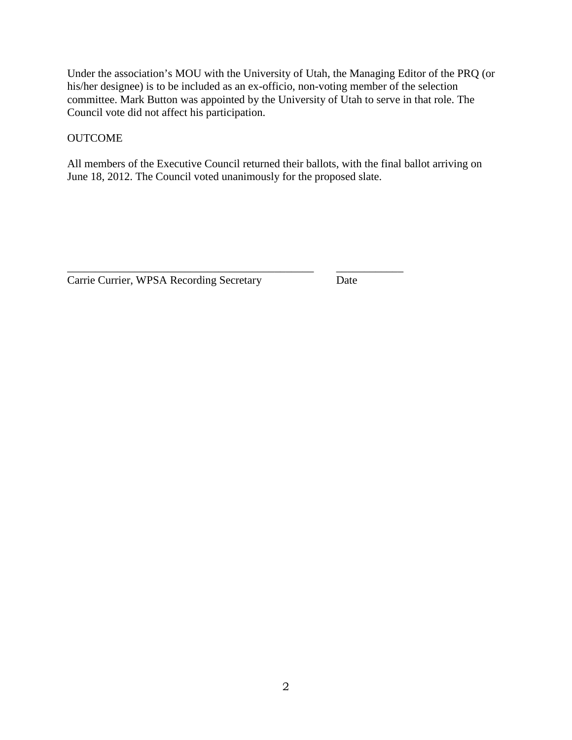Under the association's MOU with the University of Utah, the Managing Editor of the PRQ (or his/her designee) is to be included as an ex-officio, non-voting member of the selection committee. Mark Button was appointed by the University of Utah to serve in that role. The Council vote did not affect his participation.

OUTCOME

All members of the Executive Council returned their ballots, with the final ballot arriving on June 18, 2012. The Council voted unanimously for the proposed slate.

_______________________________________________ ____________

Carrie Currier, WPSA Recording Secretary Date